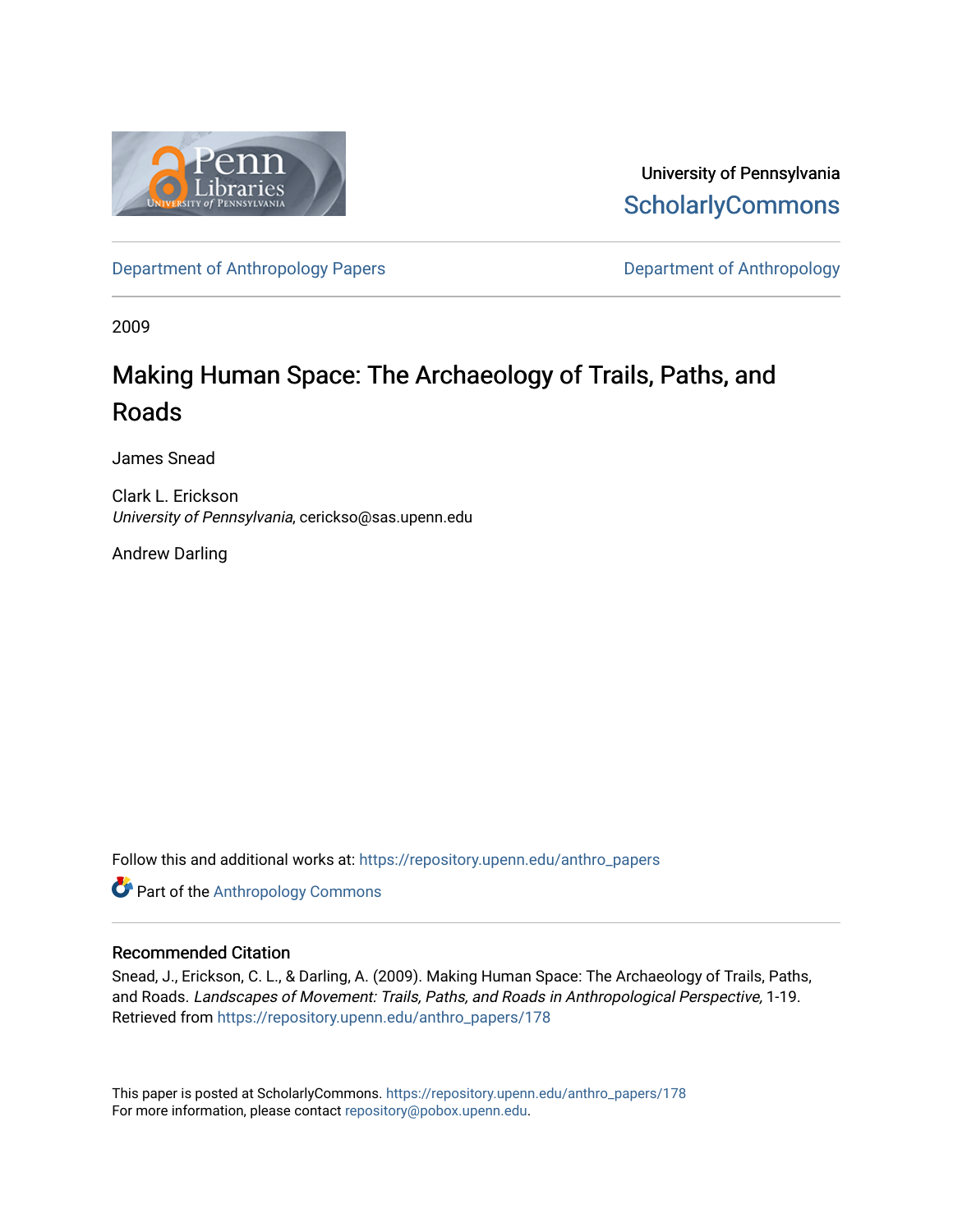University of Pennsylvania
ScholarlyCommons

Department of Anthropology Papers | Department of Anthropology

2009

# Making Human Space: The Archaeology of Trails, Paths, and Roads

James Snead

Clark L. Erickson
*University of Pennsylvania*, cerickso@sas.upenn.edu

Andrew Darling

Follow this and additional works at: https://repository.upenn.edu/anthro_papers

Part of the Anthropology Commons

## Recommended Citation

Snead, J., Erickson, C. L., & Darling, A. (2009). Making Human Space: The Archaeology of Trails, Paths, and Roads. *Landscapes of Movement: Trails, Paths, and Roads in Anthropological Perspective,* 1-19. Retrieved from https://repository.upenn.edu/anthro_papers/178

This paper is posted at ScholarlyCommons. https://repository.upenn.edu/anthro_papers/178
For more information, please contact repository@pobox.upenn.edu.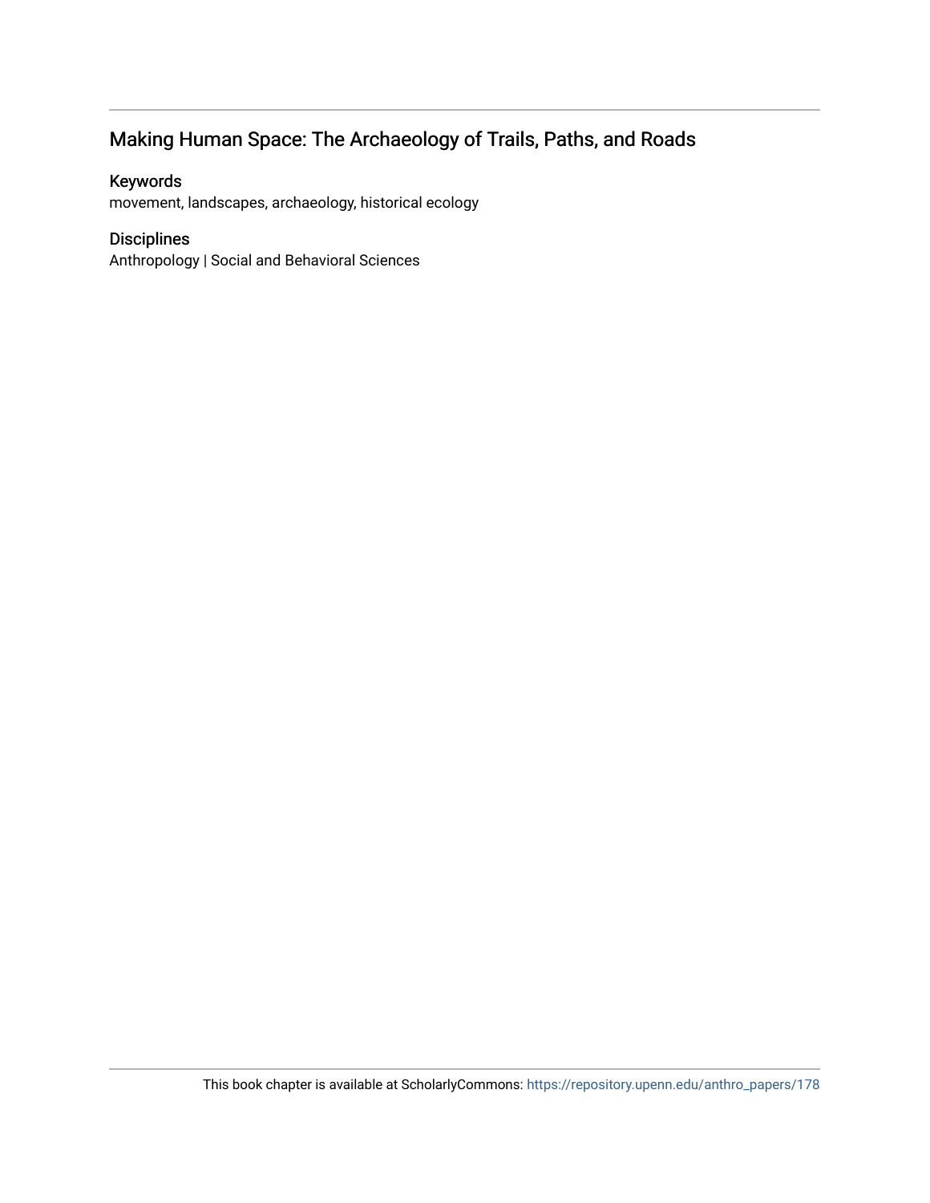## Making Human Space: The Archaeology of Trails, Paths, and Roads

### Keywords

movement, landscapes, archaeology, historical ecology

### Disciplines

Anthropology | Social and Behavioral Sciences

This book chapter is available at ScholarlyCommons: https://repository.upenn.edu/anthro_papers/178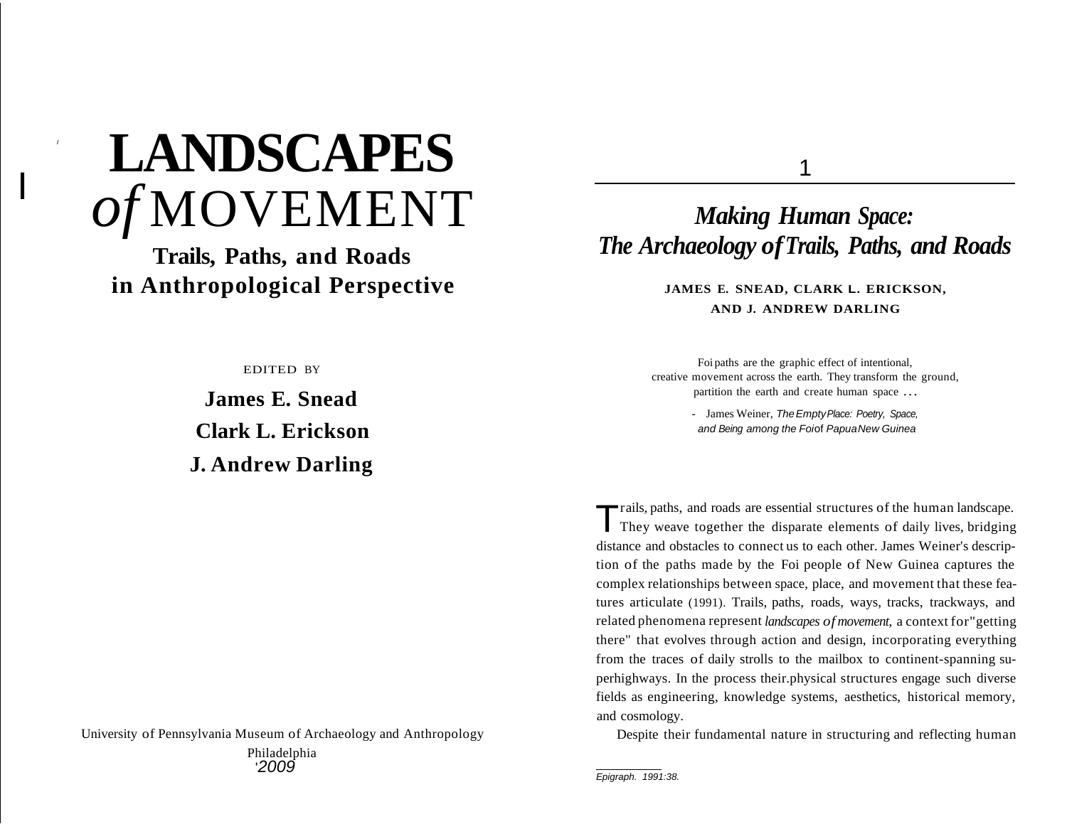# LANDSCAPES *of* MOVEMENT

## Trails, Paths, and Roads in Anthropological Perspective

EDITED BY

**James E. Snead**

**Clark L. Erickson**

**J. Andrew Darling**

University of Pennsylvania Museum of Archaeology and Anthropology

Philadelphia

'2009

1

## *Making Human Space: The Archaeology of Trails, Paths, and Roads*

**JAMES E. SNEAD, CLARK L. ERICKSON, AND J. ANDREW DARLING**

Foi paths are the graphic effect of intentional, creative movement across the earth. They transform the ground, partition the earth and create human space ...

- James Weiner, *The Empty Place: Poetry, Space, and Being among the Foi of Papua New Guinea*

Trails, paths, and roads are essential structures of the human landscape. They weave together the disparate elements of daily lives, bridging distance and obstacles to connect us to each other. James Weiner's description of the paths made by the Foi people of New Guinea captures the complex relationships between space, place, and movement that these features articulate (1991). Trails, paths, roads, ways, tracks, trackways, and related phenomena represent *landscapes of movement,* a context for "getting there" that evolves through action and design, incorporating everything from the traces of daily strolls to the mailbox to continent-spanning superhighways. In the process their.physical structures engage such diverse fields as engineering, knowledge systems, aesthetics, historical memory, and cosmology.

Despite their fundamental nature in structuring and reflecting human

*Epigraph. 1991:38.*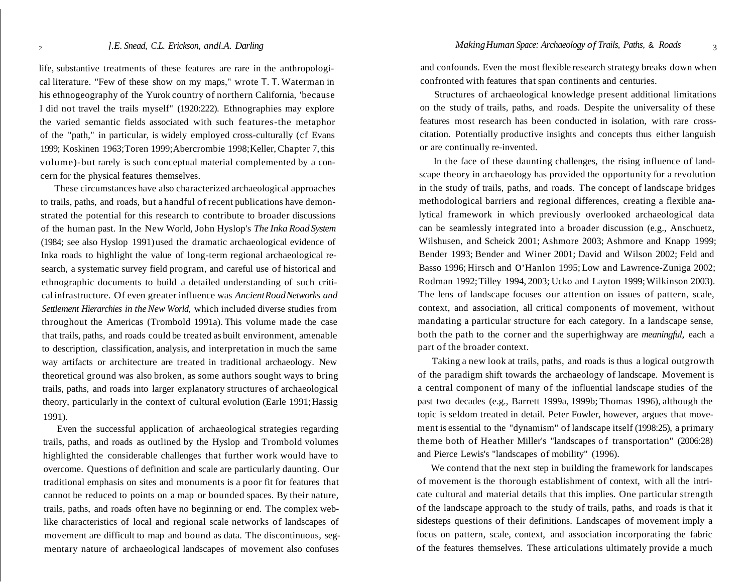life, substantive treatments of these features are rare in the anthropological literature. "Few of these show on my maps," wrote T. T. Waterman in his ethnogeography of the Yurok country of northern California, 'because I did not travel the trails myself" (1920:222). Ethnographies may explore the varied semantic fields associated with such features-the metaphor of the "path," in particular, is widely employed cross-culturally (cf Evans 1999; Koskinen 1963; Toren 1999; Abercrombie 1998; Keller, Chapter 7, this volume)-but rarely is such conceptual material complemented by a concern for the physical features themselves.

These circumstances have also characterized archaeological approaches to trails, paths, and roads, but a handful of recent publications have demonstrated the potential for this research to contribute to broader discussions of the human past. In the New World, John Hyslop's *The Inka Road System* (1984; see also Hyslop 1991) used the dramatic archaeological evidence of Inka roads to highlight the value of long-term regional archaeological research, a systematic survey field program, and careful use of historical and ethnographic documents to build a detailed understanding of such critical infrastructure. Of even greater influence was *Ancient Road Networks and Settlement Hierarchies in the New World,* which included diverse studies from throughout the Americas (Trombold 1991a). This volume made the case that trails, paths, and roads could be treated as built environment, amenable to description, classification, analysis, and interpretation in much the same way artifacts or architecture are treated in traditional archaeology. New theoretical ground was also broken, as some authors sought ways to bring trails, paths, and roads into larger explanatory structures of archaeological theory, particularly in the context of cultural evolution (Earle 1991; Hassig 1991).

Even the successful application of archaeological strategies regarding trails, paths, and roads as outlined by the Hyslop and Trombold volumes highlighted the considerable challenges that further work would have to overcome. Questions of definition and scale are particularly daunting. Our traditional emphasis on sites and monuments is a poor fit for features that cannot be reduced to points on a map or bounded spaces. By their nature, trails, paths, and roads often have no beginning or end. The complex web-like characteristics of local and regional scale networks of landscapes of movement are difficult to map and bound as data. The discontinuous, segmentary nature of archaeological landscapes of movement also confuses and confounds. Even the most flexible research strategy breaks down when confronted with features that span continents and centuries.

Structures of archaeological knowledge present additional limitations on the study of trails, paths, and roads. Despite the universality of these features most research has been conducted in isolation, with rare cross-citation. Potentially productive insights and concepts thus either languish or are continually re-invented.

In the face of these daunting challenges, the rising influence of landscape theory in archaeology has provided the opportunity for a revolution in the study of trails, paths, and roads. The concept of landscape bridges methodological barriers and regional differences, creating a flexible analytical framework in which previously overlooked archaeological data can be seamlessly integrated into a broader discussion (e.g., Anschuetz, Wilshusen, and Scheick 2001; Ashmore 2003; Ashmore and Knapp 1999; Bender 1993; Bender and Winer 2001; David and Wilson 2002; Feld and Basso 1996; Hirsch and O'Hanlon 1995; Low and Lawrence-Zuniga 2002; Rodman 1992; Tilley 1994, 2003; Ucko and Layton 1999; Wilkinson 2003). The lens of landscape focuses our attention on issues of pattern, scale, context, and association, all critical components of movement, without mandating a particular structure for each category. In a landscape sense, both the path to the corner and the superhighway are *meaningful,* each a part of the broader context.

Taking a new look at trails, paths, and roads is thus a logical outgrowth of the paradigm shift towards the archaeology of landscape. Movement is a central component of many of the influential landscape studies of the past two decades (e.g., Barrett 1999a, 1999b; Thomas 1996), although the topic is seldom treated in detail. Peter Fowler, however, argues that movement is essential to the "dynamism" of landscape itself (1998:25), a primary theme both of Heather Miller's "landscapes of transportation" (2006:28) and Pierce Lewis's "landscapes of mobility" (1996).

We contend that the next step in building the framework for landscapes of movement is the thorough establishment of context, with all the intricate cultural and material details that this implies. One particular strength of the landscape approach to the study of trails, paths, and roads is that it sidesteps questions of their definitions. Landscapes of movement imply a focus on pattern, scale, context, and association incorporating the fabric of the features themselves. These articulations ultimately provide a much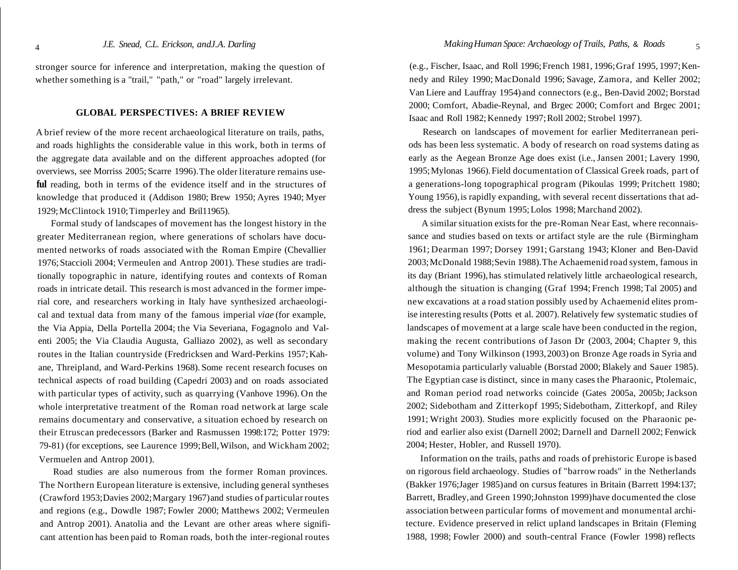stronger source for inference and interpretation, making the question of whether something is a "trail," "path," or "road" largely irrelevant.

## GLOBAL PERSPECTIVES: A BRIEF REVIEW

A brief review of the more recent archaeological literature on trails, paths, and roads highlights the considerable value in this work, both in terms of the aggregate data available and on the different approaches adopted (for overviews, see Morriss 2005; Scarre 1996). The older literature remains useful reading, both in terms of the evidence itself and in the structures of knowledge that produced it (Addison 1980; Brew 1950; Ayres 1940; Myer 1929; McClintock 1910; Timperley and Bril11965).

Formal study of landscapes of movement has the longest history in the greater Mediterranean region, where generations of scholars have documented networks of roads associated with the Roman Empire (Chevallier 1976; Staccioli 2004; Vermeulen and Antrop 2001). These studies are traditionally topographic in nature, identifying routes and contexts of Roman roads in intricate detail. This research is most advanced in the former imperial core, and researchers working in Italy have synthesized archaeological and textual data from many of the famous imperial *viae* (for example, the Via Appia, Della Portella 2004; the Via Severiana, Fogagnolo and Valenti 2005; the Via Claudia Augusta, Galliazo 2002), as well as secondary routes in the Italian countryside (Fredricksen and Ward-Perkins 1957; Kahane, Threipland, and Ward-Perkins 1968). Some recent research focuses on technical aspects of road building (Capedri 2003) and on roads associated with particular types of activity, such as quarrying (Vanhove 1996). On the whole interpretative treatment of the Roman road network at large scale remains documentary and conservative, a situation echoed by research on their Etruscan predecessors (Barker and Rasmussen 1998:172; Potter 1979: 79-81) (for exceptions, see Laurence 1999; Bell, Wilson, and Wickham 2002; Vermuelen and Antrop 2001).

Road studies are also numerous from the former Roman provinces. The Northern European literature is extensive, including general syntheses (Crawford 1953; Davies 2002; Margary 1967) and studies of particular routes and regions (e.g., Dowdle 1987; Fowler 2000; Matthews 2002; Vermeulen and Antrop 2001). Anatolia and the Levant are other areas where significant attention has been paid to Roman roads, both the inter-regional routes (e.g., Fischer, Isaac, and Roll 1996; French 1981, 1996; Graf 1995, 1997; Kennedy and Riley 1990; MacDonald 1996; Savage, Zamora, and Keller 2002; Van Liere and Lauffray 1954) and connectors (e.g., Ben-David 2002; Borstad 2000; Comfort, Abadie-Reynal, and Brgec 2000; Comfort and Brgec 2001; Isaac and Roll 1982; Kennedy 1997; Roll 2002; Strobel 1997).

Research on landscapes of movement for earlier Mediterranean periods has been less systematic. A body of research on road systems dating as early as the Aegean Bronze Age does exist (i.e., Jansen 2001; Lavery 1990, 1995; Mylonas 1966). Field documentation of Classical Greek roads, part of a generations-long topographical program (Pikoulas 1999; Pritchett 1980; Young 1956), is rapidly expanding, with several recent dissertations that address the subject (Bynum 1995; Lolos 1998; Marchand 2002).

A similar situation exists for the pre-Roman Near East, where reconnaissance and studies based on texts or artifact style are the rule (Birmingham 1961; Dearman 1997; Dorsey 1991; Garstang 1943; Kloner and Ben-David 2003; McDonald 1988; Sevin 1988). The Achaemenid road system, famous in its day (Briant 1996), has stimulated relatively little archaeological research, although the situation is changing (Graf 1994; French 1998; Tal 2005) and new excavations at a road station possibly used by Achaemenid elites promise interesting results (Potts et al. 2007). Relatively few systematic studies of landscapes of movement at a large scale have been conducted in the region, making the recent contributions of Jason Dr (2003, 2004; Chapter 9, this volume) and Tony Wilkinson (1993, 2003) on Bronze Age roads in Syria and Mesopotamia particularly valuable (Borstad 2000; Blakely and Sauer 1985). The Egyptian case is distinct, since in many cases the Pharaonic, Ptolemaic, and Roman period road networks coincide (Gates 2005a, 2005b; Jackson 2002; Sidebotham and Zitterkopf 1995; Sidebotham, Zitterkopf, and Riley 1991; Wright 2003). Studies more explicitly focused on the Pharaonic period and earlier also exist (Darnell 2002; Darnell and Darnell 2002; Fenwick 2004; Hester, Hobler, and Russell 1970).

Information on the trails, paths and roads of prehistoric Europe is based on rigorous field archaeology. Studies of "barrow roads" in the Netherlands (Bakker 1976; Jager 1985) and on cursus features in Britain (Barrett 1994:137; Barrett, Bradley, and Green 1990; Johnston 1999) have documented the close association between particular forms of movement and monumental architecture. Evidence preserved in relict upland landscapes in Britain (Fleming 1988, 1998; Fowler 2000) and south-central France (Fowler 1998) reflects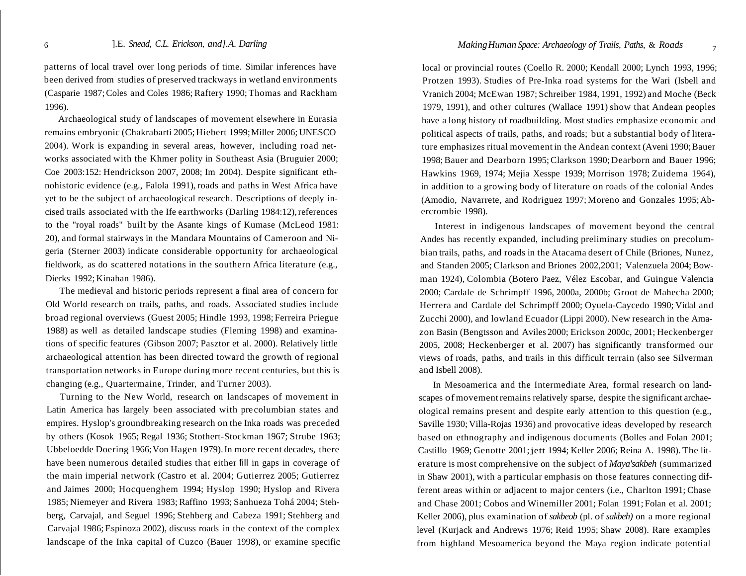patterns of local travel over long periods of time. Similar inferences have been derived from studies of preserved trackways in wetland environments (Casparie 1987; Coles and Coles 1986; Raftery 1990; Thomas and Rackham 1996).

Archaeological study of landscapes of movement elsewhere in Eurasia remains embryonic (Chakrabarti 2005; Hiebert 1999; Miller 2006; UNESCO 2004). Work is expanding in several areas, however, including road networks associated with the Khmer polity in Southeast Asia (Bruguier 2000; Coe 2003:152: Hendrickson 2007, 2008; Im 2004). Despite significant ethnohistoric evidence (e.g., Falola 1991), roads and paths in West Africa have yet to be the subject of archaeological research. Descriptions of deeply incised trails associated with the Ife earthworks (Darling 1984:12), references to the "royal roads" built by the Asante kings of Kumase (McLeod 1981: 20), and formal stairways in the Mandara Mountains of Cameroon and Nigeria (Sterner 2003) indicate considerable opportunity for archaeological fieldwork, as do scattered notations in the southern Africa literature (e.g., Dierks 1992; Kinahan 1986).

The medieval and historic periods represent a final area of concern for Old World research on trails, paths, and roads. Associated studies include broad regional overviews (Guest 2005; Hindle 1993, 1998; Ferreira Priegue 1988) as well as detailed landscape studies (Fleming 1998) and examinations of specific features (Gibson 2007; Pasztor et al. 2000). Relatively little archaeological attention has been directed toward the growth of regional transportation networks in Europe during more recent centuries, but this is changing (e.g., Quartermaine, Trinder, and Turner 2003).

Turning to the New World, research on landscapes of movement in Latin America has largely been associated with precolumbian states and empires. Hyslop's groundbreaking research on the Inka roads was preceded by others (Kosok 1965; Regal 1936; Stothert-Stockman 1967; Strube 1963; Ubbeloedde Doering 1966; Von Hagen 1979). In more recent decades, there have been numerous detailed studies that either fill in gaps in coverage of the main imperial network (Castro et al. 2004; Gutierrez 2005; Gutierrez and Jaimes 2000; Hocquenghem 1994; Hyslop 1990; Hyslop and Rivera 1985; Niemeyer and Rivera 1983; Raffino 1993; Sanhueza Tohá 2004; Stehberg, Carvajal, and Seguel 1996; Stehberg and Cabeza 1991; Stehberg and Carvajal 1986; Espinoza 2002), discuss roads in the context of the complex landscape of the Inka capital of Cuzco (Bauer 1998), or examine specific local or provincial routes (Coello R. 2000; Kendall 2000; Lynch 1993, 1996; Protzen 1993). Studies of Pre-Inka road systems for the Wari (Isbell and Vranich 2004; McEwan 1987; Schreiber 1984, 1991, 1992) and Moche (Beck 1979, 1991), and other cultures (Wallace 1991) show that Andean peoples have a long history of roadbuilding. Most studies emphasize economic and political aspects of trails, paths, and roads; but a substantial body of literature emphasizes ritual movement in the Andean context (Aveni 1990; Bauer 1998; Bauer and Dearborn 1995; Clarkson 1990; Dearborn and Bauer 1996; Hawkins 1969, 1974; Mejia Xesspe 1939; Morrison 1978; Zuidema 1964), in addition to a growing body of literature on roads of the colonial Andes (Amodio, Navarrete, and Rodriguez 1997; Moreno and Gonzales 1995; Abercrombie 1998).

Interest in indigenous landscapes of movement beyond the central Andes has recently expanded, including preliminary studies on precolumbian trails, paths, and roads in the Atacama desert of Chile (Briones, Nunez, and Standen 2005; Clarkson and Briones 2002, 2001; Valenzuela 2004; Bowman 1924), Colombia (Botero Paez, Vélez Escobar, and Guingue Valencia 2000; Cardale de Schrimpff 1996, 2000a, 2000b; Groot de Mahecha 2000; Herrera and Cardale del Schrimpff 2000; Oyuela-Caycedo 1990; Vidal and Zucchi 2000), and lowland Ecuador (Lippi 2000). New research in the Amazon Basin (Bengtsson and Aviles 2000; Erickson 2000c, 2001; Heckenberger 2005, 2008; Heckenberger et al. 2007) has significantly transformed our views of roads, paths, and trails in this difficult terrain (also see Silverman and Isbell 2008).

In Mesoamerica and the Intermediate Area, formal research on landscapes of movement remains relatively sparse, despite the significant archaeological remains present and despite early attention to this question (e.g., Saville 1930; Villa-Rojas 1936) and provocative ideas developed by research based on ethnography and indigenous documents (Bolles and Folan 2001; Castillo 1969; Genotte 2001; jett 1994; Keller 2006; Reina A. 1998). The literature is most comprehensive on the subject of *Maya'sakbeh* (summarized in Shaw 2001), with a particular emphasis on those features connecting different areas within or adjacent to major centers (i.e., Charlton 1991; Chase and Chase 2001; Cobos and Winemiller 2001; Folan 1991; Folan et al. 2001; Keller 2006), plus examination of *sakbeob* (pl. of *sakbeh)* on a more regional level (Kurjack and Andrews 1976; Reid 1995; Shaw 2008). Rare examples from highland Mesoamerica beyond the Maya region indicate potential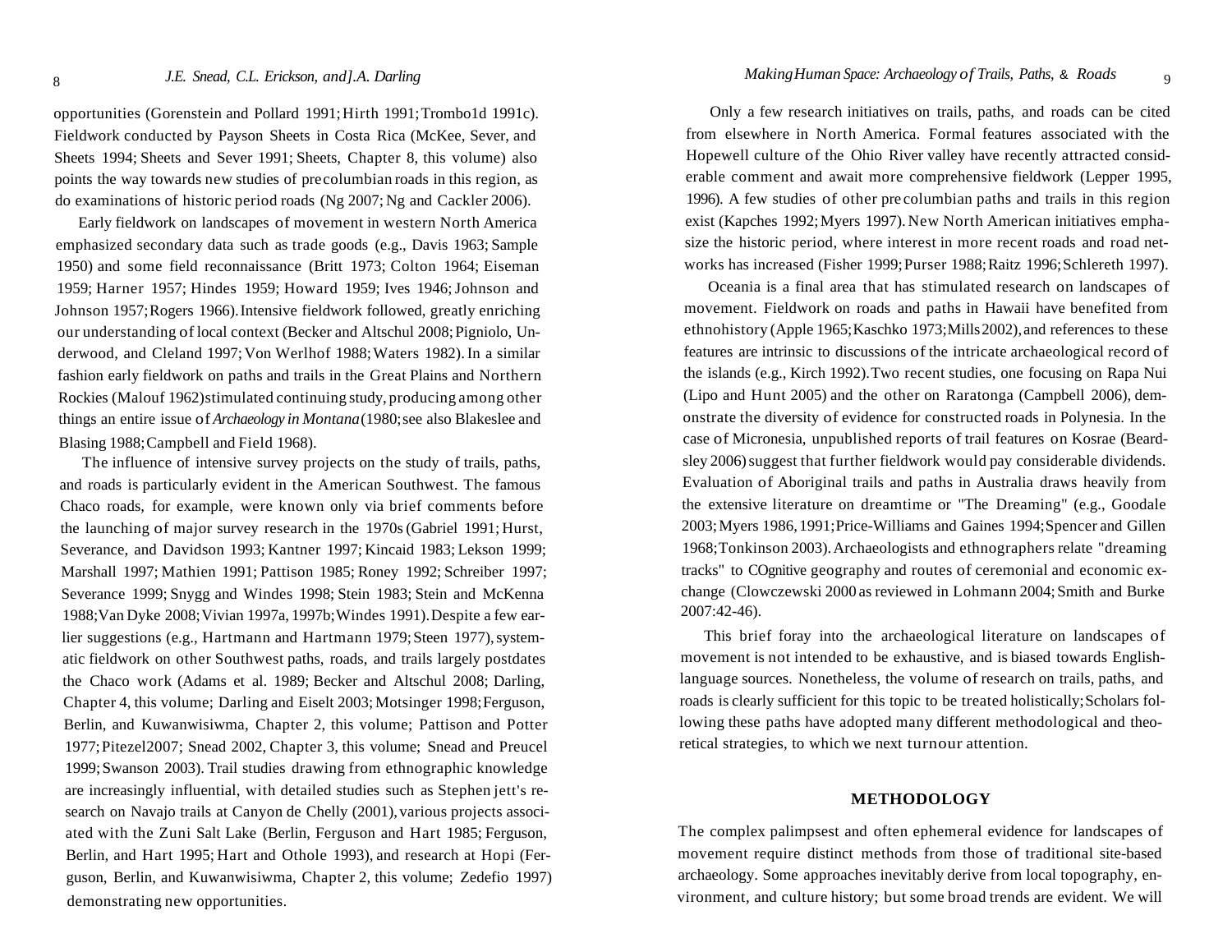opportunities (Gorenstein and Pollard 1991; Hirth 1991; Trombo1d 1991c). Fieldwork conducted by Payson Sheets in Costa Rica (McKee, Sever, and Sheets 1994; Sheets and Sever 1991; Sheets, Chapter 8, this volume) also points the way towards new studies of precolumbian roads in this region, as do examinations of historic period roads (Ng 2007; Ng and Cackler 2006).

Early fieldwork on landscapes of movement in western North America emphasized secondary data such as trade goods (e.g., Davis 1963; Sample 1950) and some field reconnaissance (Britt 1973; Colton 1964; Eiseman 1959; Harner 1957; Hindes 1959; Howard 1959; Ives 1946; Johnson and Johnson 1957; Rogers 1966). Intensive fieldwork followed, greatly enriching our understanding of local context (Becker and Altschul 2008; Pigniolo, Underwood, and Cleland 1997; Von Werlhof 1988; Waters 1982). In a similar fashion early fieldwork on paths and trails in the Great Plains and Northern Rockies (Malouf 1962) stimulated continuing study, producing among other things an entire issue of *Archaeology in Montana* (1980; see also Blakeslee and Blasing 1988; Campbell and Field 1968).

The influence of intensive survey projects on the study of trails, paths, and roads is particularly evident in the American Southwest. The famous Chaco roads, for example, were known only via brief comments before the launching of major survey research in the 1970s (Gabriel 1991; Hurst, Severance, and Davidson 1993; Kantner 1997; Kincaid 1983; Lekson 1999; Marshall 1997; Mathien 1991; Pattison 1985; Roney 1992; Schreiber 1997; Severance 1999; Snygg and Windes 1998; Stein 1983; Stein and McKenna 1988; Van Dyke 2008; Vivian 1997a, 1997b; Windes 1991). Despite a few earlier suggestions (e.g., Hartmann and Hartmann 1979; Steen 1977), systematic fieldwork on other Southwest paths, roads, and trails largely postdates the Chaco work (Adams et al. 1989; Becker and Altschul 2008; Darling, Chapter 4, this volume; Darling and Eiselt 2003; Motsinger 1998; Ferguson, Berlin, and Kuwanwisiwma, Chapter 2, this volume; Pattison and Potter 1977; Pitezel 2007; Snead 2002, Chapter 3, this volume; Snead and Preucel 1999; Swanson 2003). Trail studies drawing from ethnographic knowledge are increasingly influential, with detailed studies such as Stephen Jett's research on Navajo trails at Canyon de Chelly (2001), various projects associated with the Zuni Salt Lake (Berlin, Ferguson and Hart 1985; Ferguson, Berlin, and Hart 1995; Hart and Othole 1993), and research at Hopi (Ferguson, Berlin, and Kuwanwisiwma, Chapter 2, this volume; Zedefio 1997) demonstrating new opportunities.

Only a few research initiatives on trails, paths, and roads can be cited from elsewhere in North America. Formal features associated with the Hopewell culture of the Ohio River valley have recently attracted considerable comment and await more comprehensive fieldwork (Lepper 1995, 1996). A few studies of other precolumbian paths and trails in this region exist (Kapches 1992; Myers 1997). New North American initiatives emphasize the historic period, where interest in more recent roads and road networks has increased (Fisher 1999; Purser 1988; Raitz 1996; Schlereth 1997).

Oceania is a final area that has stimulated research on landscapes of movement. Fieldwork on roads and paths in Hawaii have benefited from ethnohistory (Apple 1965; Kaschko 1973; Mills 2002), and references to these features are intrinsic to discussions of the intricate archaeological record of the islands (e.g., Kirch 1992). Two recent studies, one focusing on Rapa Nui (Lipo and Hunt 2005) and the other on Raratonga (Campbell 2006), demonstrate the diversity of evidence for constructed roads in Polynesia. In the case of Micronesia, unpublished reports of trail features on Kosrae (Beardsley 2006) suggest that further fieldwork would pay considerable dividends. Evaluation of Aboriginal trails and paths in Australia draws heavily from the extensive literature on dreamtime or "The Dreaming" (e.g., Goodale 2003; Myers 1986, 1991; Price-Williams and Gaines 1994; Spencer and Gillen 1968; Tonkinson 2003). Archaeologists and ethnographers relate "dreaming tracks" to COgnitive geography and routes of ceremonial and economic exchange (Clowczewski 2000 as reviewed in Lohmann 2004; Smith and Burke 2007:42-46).

This brief foray into the archaeological literature on landscapes of movement is not intended to be exhaustive, and is biased towards English-language sources. Nonetheless, the volume of research on trails, paths, and roads is clearly sufficient for this topic to be treated holistically; Scholars following these paths have adopted many different methodological and theoretical strategies, to which we next turnour attention.

## METHODOLOGY

The complex palimpsest and often ephemeral evidence for landscapes of movement require distinct methods from those of traditional site-based archaeology. Some approaches inevitably derive from local topography, environment, and culture history; but some broad trends are evident. We will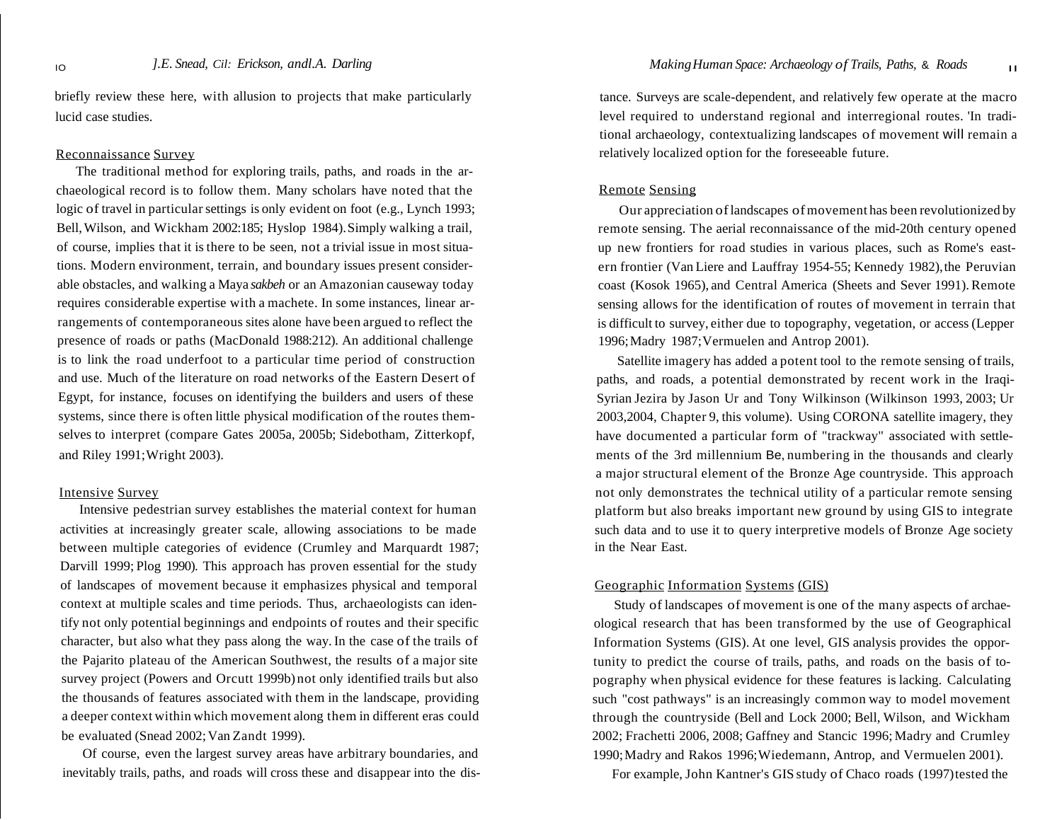briefly review these here, with allusion to projects that make particularly lucid case studies.

### Reconnaissance Survey

The traditional method for exploring trails, paths, and roads in the archaeological record is to follow them. Many scholars have noted that the logic of travel in particular settings is only evident on foot (e.g., Lynch 1993; Bell, Wilson, and Wickham 2002:185; Hyslop 1984). Simply walking a trail, of course, implies that it is there to be seen, not a trivial issue in most situations. Modern environment, terrain, and boundary issues present considerable obstacles, and walking a Maya *sakbeh* or an Amazonian causeway today requires considerable expertise with a machete. In some instances, linear arrangements of contemporaneous sites alone have been argued to reflect the presence of roads or paths (MacDonald 1988:212). An additional challenge is to link the road underfoot to a particular time period of construction and use. Much of the literature on road networks of the Eastern Desert of Egypt, for instance, focuses on identifying the builders and users of these systems, since there is often little physical modification of the routes themselves to interpret (compare Gates 2005a, 2005b; Sidebotham, Zitterkopf, and Riley 1991; Wright 2003).

### Intensive Survey

Intensive pedestrian survey establishes the material context for human activities at increasingly greater scale, allowing associations to be made between multiple categories of evidence (Crumley and Marquardt 1987; Darvill 1999; Plog 1990). This approach has proven essential for the study of landscapes of movement because it emphasizes physical and temporal context at multiple scales and time periods. Thus, archaeologists can identify not only potential beginnings and endpoints of routes and their specific character, but also what they pass along the way. In the case of the trails of the Pajarito plateau of the American Southwest, the results of a major site survey project (Powers and Orcutt 1999b) not only identified trails but also the thousands of features associated with them in the landscape, providing a deeper context within which movement along them in different eras could be evaluated (Snead 2002; Van Zandt 1999).

Of course, even the largest survey areas have arbitrary boundaries, and inevitably trails, paths, and roads will cross these and disappear into the distance. Surveys are scale-dependent, and relatively few operate at the macro level required to understand regional and interregional routes. In traditional archaeology, contextualizing landscapes of movement will remain a relatively localized option for the foreseeable future.

### Remote Sensing

Our appreciation of landscapes of movement has been revolutionized by remote sensing. The aerial reconnaissance of the mid-20th century opened up new frontiers for road studies in various places, such as Rome's eastern frontier (Van Liere and Lauffray 1954-55; Kennedy 1982), the Peruvian coast (Kosok 1965), and Central America (Sheets and Sever 1991). Remote sensing allows for the identification of routes of movement in terrain that is difficult to survey, either due to topography, vegetation, or access (Lepper 1996; Madry 1987; Vermuelen and Antrop 2001).

Satellite imagery has added a potent tool to the remote sensing of trails, paths, and roads, a potential demonstrated by recent work in the Iraqi-Syrian Jezira by Jason Ur and Tony Wilkinson (Wilkinson 1993, 2003; Ur 2003, 2004, Chapter 9, this volume). Using CORONA satellite imagery, they have documented a particular form of "trackway" associated with settlements of the 3rd millennium BC, numbering in the thousands and clearly a major structural element of the Bronze Age countryside. This approach not only demonstrates the technical utility of a particular remote sensing platform but also breaks important new ground by using GIS to integrate such data and to use it to query interpretive models of Bronze Age society in the Near East.

### Geographic Information Systems (GIS)

Study of landscapes of movement is one of the many aspects of archaeological research that has been transformed by the use of Geographical Information Systems (GIS). At one level, GIS analysis provides the opportunity to predict the course of trails, paths, and roads on the basis of topography when physical evidence for these features is lacking. Calculating such "cost pathways" is an increasingly common way to model movement through the countryside (Bell and Lock 2000; Bell, Wilson, and Wickham 2002; Frachetti 2006, 2008; Gaffney and Stancic 1996; Madry and Crumley 1990; Madry and Rakos 1996; Wiedemann, Antrop, and Vermuelen 2001).

For example, John Kantner's GIS study of Chaco roads (1997) tested the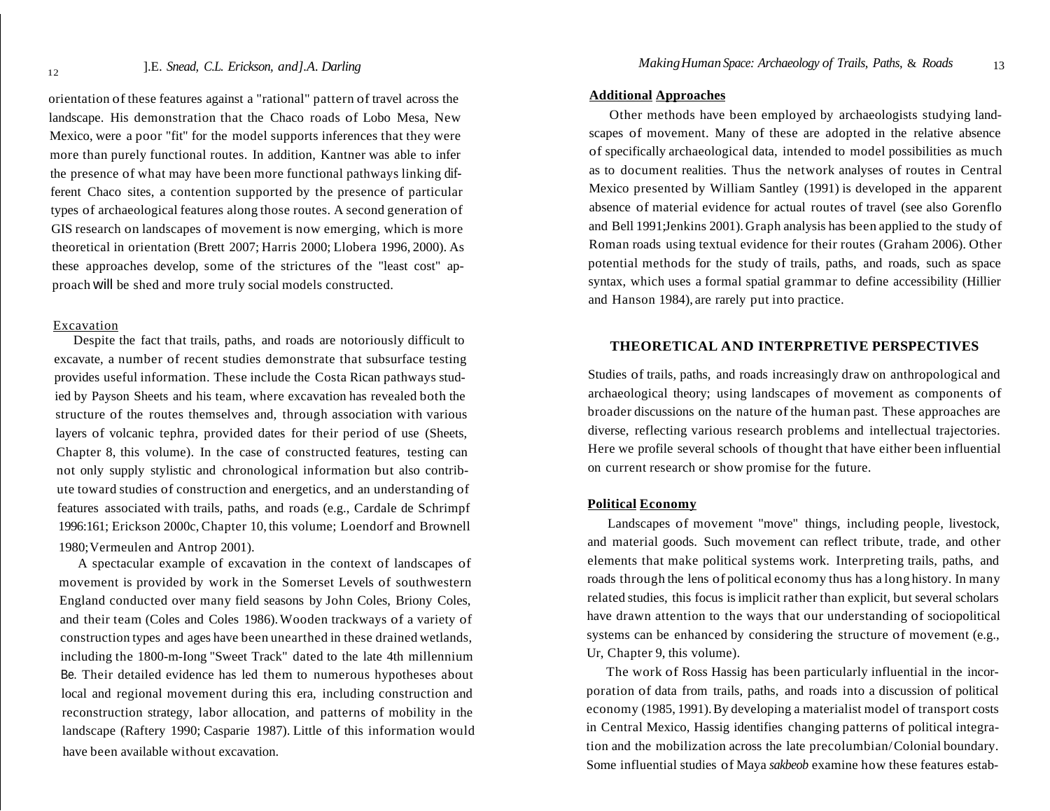orientation of these features against a "rational" pattern of travel across the landscape. His demonstration that the Chaco roads of Lobo Mesa, New Mexico, were a poor "fit" for the model supports inferences that they were more than purely functional routes. In addition, Kantner was able to infer the presence of what may have been more functional pathways linking different Chaco sites, a contention supported by the presence of particular types of archaeological features along those routes. A second generation of GIS research on landscapes of movement is now emerging, which is more theoretical in orientation (Brett 2007; Harris 2000; Llobera 1996, 2000). As these approaches develop, some of the strictures of the "least cost" approach will be shed and more truly social models constructed.

### Excavation

Despite the fact that trails, paths, and roads are notoriously difficult to excavate, a number of recent studies demonstrate that subsurface testing provides useful information. These include the Costa Rican pathways studied by Payson Sheets and his team, where excavation has revealed both the structure of the routes themselves and, through association with various layers of volcanic tephra, provided dates for their period of use (Sheets, Chapter 8, this volume). In the case of constructed features, testing can not only supply stylistic and chronological information but also contribute toward studies of construction and energetics, and an understanding of features associated with trails, paths, and roads (e.g., Cardale de Schrimpf 1996:161; Erickson 2000c, Chapter 10, this volume; Loendorf and Brownell 1980; Vermeulen and Antrop 2001).

A spectacular example of excavation in the context of landscapes of movement is provided by work in the Somerset Levels of southwestern England conducted over many field seasons by John Coles, Briony Coles, and their team (Coles and Coles 1986). Wooden trackways of a variety of construction types and ages have been unearthed in these drained wetlands, including the 1800-m-long "Sweet Track" dated to the late 4th millennium BC. Their detailed evidence has led them to numerous hypotheses about local and regional movement during this era, including construction and reconstruction strategy, labor allocation, and patterns of mobility in the landscape (Raftery 1990; Casparie 1987). Little of this information would have been available without excavation.

### Additional Approaches

Other methods have been employed by archaeologists studying landscapes of movement. Many of these are adopted in the relative absence of specifically archaeological data, intended to model possibilities as much as to document realities. Thus the network analyses of routes in Central Mexico presented by William Santley (1991) is developed in the apparent absence of material evidence for actual routes of travel (see also Gorenflo and Bell 1991; Jenkins 2001). Graph analysis has been applied to the study of Roman roads using textual evidence for their routes (Graham 2006). Other potential methods for the study of trails, paths, and roads, such as space syntax, which uses a formal spatial grammar to define accessibility (Hillier and Hanson 1984), are rarely put into practice.

## THEORETICAL AND INTERPRETIVE PERSPECTIVES

Studies of trails, paths, and roads increasingly draw on anthropological and archaeological theory; using landscapes of movement as components of broader discussions on the nature of the human past. These approaches are diverse, reflecting various research problems and intellectual trajectories. Here we profile several schools of thought that have either been influential on current research or show promise for the future.

### Political Economy

Landscapes of movement "move" things, including people, livestock, and material goods. Such movement can reflect tribute, trade, and other elements that make political systems work. Interpreting trails, paths, and roads through the lens of political economy thus has a long history. In many related studies, this focus is implicit rather than explicit, but several scholars have drawn attention to the ways that our understanding of sociopolitical systems can be enhanced by considering the structure of movement (e.g., Ur, Chapter 9, this volume).

The work of Ross Hassig has been particularly influential in the incorporation of data from trails, paths, and roads into a discussion of political economy (1985, 1991). By developing a materialist model of transport costs in Central Mexico, Hassig identifies changing patterns of political integration and the mobilization across the late precolumbian/Colonial boundary. Some influential studies of Maya *sakbeob* examine how these features estab-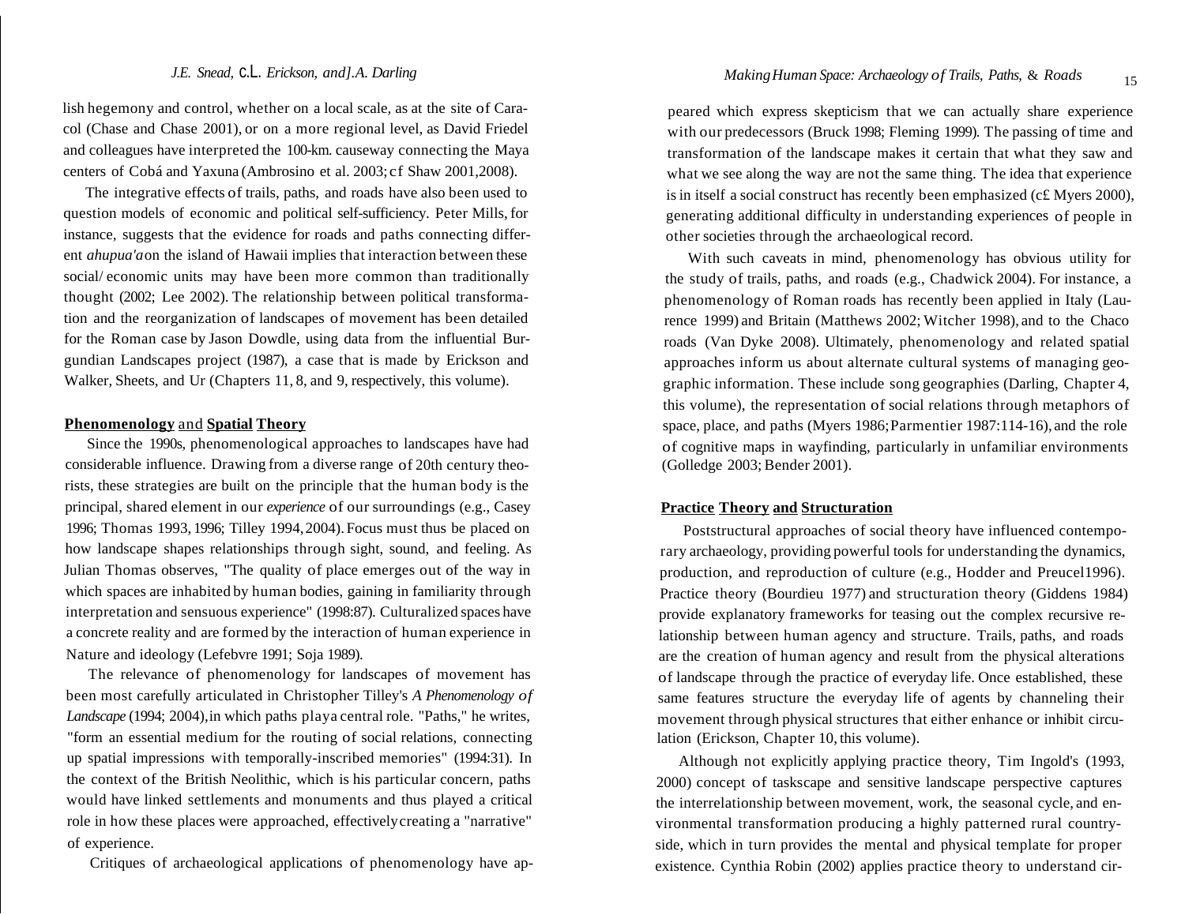lish hegemony and control, whether on a local scale, as at the site of Caracol (Chase and Chase 2001), or on a more regional level, as David Friedel and colleagues have interpreted the 100-km. causeway connecting the Maya centers of Cobá and Yaxuna (Ambrosino et al. 2003; cf Shaw 2001,2008).

The integrative effects of trails, paths, and roads have also been used to question models of economic and political self-sufficiency. Peter Mills, for instance, suggests that the evidence for roads and paths connecting different *ahupua'a* on the island of Hawaii implies that interaction between these social/ economic units may have been more common than traditionally thought (2002; Lee 2002). The relationship between political transformation and the reorganization of landscapes of movement has been detailed for the Roman case by Jason Dowdle, using data from the influential Burgundian Landscapes project (1987), a case that is made by Erickson and Walker, Sheets, and Ur (Chapters 11, 8, and 9, respectively, this volume).

## Phenomenology and Spatial Theory

Since the 1990s, phenomenological approaches to landscapes have had considerable influence. Drawing from a diverse range of 20th century theorists, these strategies are built on the principle that the human body is the principal, shared element in our *experience* of our surroundings (e.g., Casey 1996; Thomas 1993, 1996; Tilley 1994, 2004). Focus must thus be placed on how landscape shapes relationships through sight, sound, and feeling. As Julian Thomas observes, "The quality of place emerges out of the way in which spaces are inhabited by human bodies, gaining in familiarity through interpretation and sensuous experience" (1998:87). Culturalized spaces have a concrete reality and are formed by the interaction of human experience in Nature and ideology (Lefebvre 1991; Soja 1989).

The relevance of phenomenology for landscapes of movement has been most carefully articulated in Christopher Tilley's *A Phenomenology of Landscape* (1994; 2004), in which paths play a central role. "Paths," he writes, "form an essential medium for the routing of social relations, connecting up spatial impressions with temporally-inscribed memories" (1994:31). In the context of the British Neolithic, which is his particular concern, paths would have linked settlements and monuments and thus played a critical role in how these places were approached, effectively creating a "narrative" of experience.

Critiques of archaeological applications of phenomenology have appeared which express skepticism that we can actually share experience with our predecessors (Bruck 1998; Fleming 1999). The passing of time and transformation of the landscape makes it certain that what they saw and what we see along the way are not the same thing. The idea that experience is in itself a social construct has recently been emphasized (c£ Myers 2000), generating additional difficulty in understanding experiences of people in other societies through the archaeological record.

With such caveats in mind, phenomenology has obvious utility for the study of trails, paths, and roads (e.g., Chadwick 2004). For instance, a phenomenology of Roman roads has recently been applied in Italy (Laurence 1999) and Britain (Matthews 2002; Witcher 1998), and to the Chaco roads (Van Dyke 2008). Ultimately, phenomenology and related spatial approaches inform us about alternate cultural systems of managing geographic information. These include song geographies (Darling, Chapter 4, this volume), the representation of social relations through metaphors of space, place, and paths (Myers 1986; Parmentier 1987:114-16), and the role of cognitive maps in wayfinding, particularly in unfamiliar environments (Golledge 2003; Bender 2001).

## Practice Theory and Structuration

Poststructural approaches of social theory have influenced contemporary archaeology, providing powerful tools for understanding the dynamics, production, and reproduction of culture (e.g., Hodder and Preucel 1996). Practice theory (Bourdieu 1977) and structuration theory (Giddens 1984) provide explanatory frameworks for teasing out the complex recursive relationship between human agency and structure. Trails, paths, and roads are the creation of human agency and result from the physical alterations of landscape through the practice of everyday life. Once established, these same features structure the everyday life of agents by channeling their movement through physical structures that either enhance or inhibit circulation (Erickson, Chapter 10, this volume).

Although not explicitly applying practice theory, Tim Ingold's (1993, 2000) concept of taskscape and sensitive landscape perspective captures the interrelationship between movement, work, the seasonal cycle, and environmental transformation producing a highly patterned rural countryside, which in turn provides the mental and physical template for proper existence. Cynthia Robin (2002) applies practice theory to understand cir-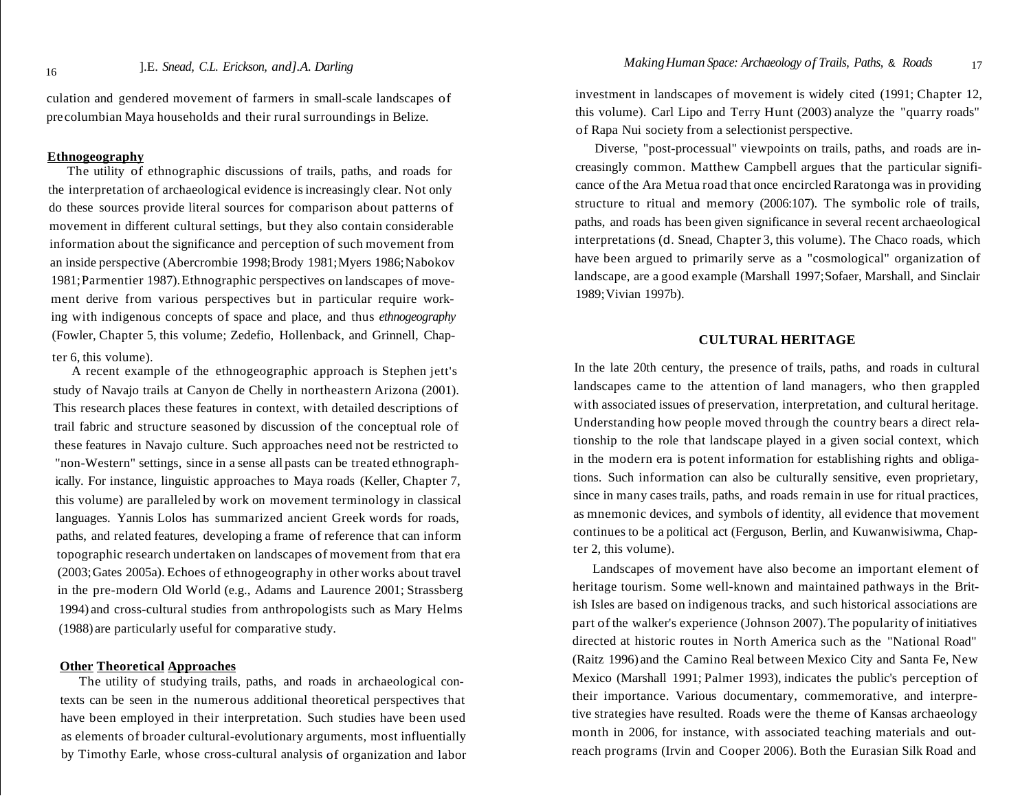culation and gendered movement of farmers in small-scale landscapes of precolumbian Maya households and their rural surroundings in Belize.

### Ethnogeography

The utility of ethnographic discussions of trails, paths, and roads for the interpretation of archaeological evidence is increasingly clear. Not only do these sources provide literal sources for comparison about patterns of movement in different cultural settings, but they also contain considerable information about the significance and perception of such movement from an inside perspective (Abercrombie 1998; Brody 1981; Myers 1986; Nabokov 1981; Parmentier 1987). Ethnographic perspectives on landscapes of movement derive from various perspectives but in particular require working with indigenous concepts of space and place, and thus *ethnogeography* (Fowler, Chapter 5, this volume; Zedefio, Hollenback, and Grinnell, Chapter 6, this volume).

A recent example of the ethnogeographic approach is Stephen jett's study of Navajo trails at Canyon de Chelly in northeastern Arizona (2001). This research places these features in context, with detailed descriptions of trail fabric and structure seasoned by discussion of the conceptual role of these features in Navajo culture. Such approaches need not be restricted to "non-Western" settings, since in a sense all pasts can be treated ethnographically. For instance, linguistic approaches to Maya roads (Keller, Chapter 7, this volume) are paralleled by work on movement terminology in classical languages. Yannis Lolos has summarized ancient Greek words for roads, paths, and related features, developing a frame of reference that can inform topographic research undertaken on landscapes of movement from that era (2003; Gates 2005a). Echoes of ethnogeography in other works about travel in the pre-modern Old World (e.g., Adams and Laurence 2001; Strassberg 1994) and cross-cultural studies from anthropologists such as Mary Helms (1988) are particularly useful for comparative study.

### Other Theoretical Approaches

The utility of studying trails, paths, and roads in archaeological contexts can be seen in the numerous additional theoretical perspectives that have been employed in their interpretation. Such studies have been used as elements of broader cultural-evolutionary arguments, most influentially by Timothy Earle, whose cross-cultural analysis of organization and labor investment in landscapes of movement is widely cited (1991; Chapter 12, this volume). Carl Lipo and Terry Hunt (2003) analyze the "quarry roads" of Rapa Nui society from a selectionist perspective.

Diverse, "post-processual" viewpoints on trails, paths, and roads are increasingly common. Matthew Campbell argues that the particular significance of the Ara Metua road that once encircled Raratonga was in providing structure to ritual and memory (2006:107). The symbolic role of trails, paths, and roads has been given significance in several recent archaeological interpretations (cf. Snead, Chapter 3, this volume). The Chaco roads, which have been argued to primarily serve as a "cosmological" organization of landscape, are a good example (Marshall 1997; Sofaer, Marshall, and Sinclair 1989; Vivian 1997b).

## CULTURAL HERITAGE

In the late 20th century, the presence of trails, paths, and roads in cultural landscapes came to the attention of land managers, who then grappled with associated issues of preservation, interpretation, and cultural heritage. Understanding how people moved through the country bears a direct relationship to the role that landscape played in a given social context, which in the modern era is potent information for establishing rights and obligations. Such information can also be culturally sensitive, even proprietary, since in many cases trails, paths, and roads remain in use for ritual practices, as mnemonic devices, and symbols of identity, all evidence that movement continues to be a political act (Ferguson, Berlin, and Kuwanwisiwma, Chapter 2, this volume).

Landscapes of movement have also become an important element of heritage tourism. Some well-known and maintained pathways in the British Isles are based on indigenous tracks, and such historical associations are part of the walker's experience (Johnson 2007). The popularity of initiatives directed at historic routes in North America such as the "National Road" (Raitz 1996) and the Camino Real between Mexico City and Santa Fe, New Mexico (Marshall 1991; Palmer 1993), indicates the public's perception of their importance. Various documentary, commemorative, and interpretive strategies have resulted. Roads were the theme of Kansas archaeology month in 2006, for instance, with associated teaching materials and outreach programs (Irvin and Cooper 2006). Both the Eurasian Silk Road and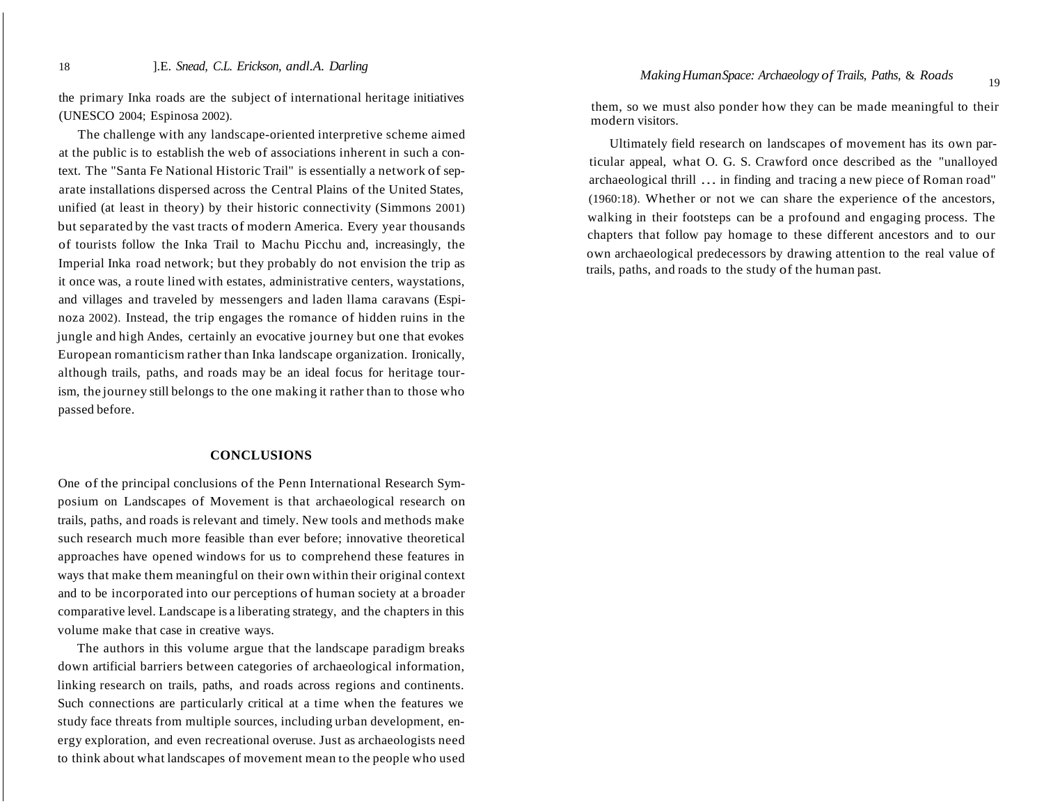the primary Inka roads are the subject of international heritage initiatives (UNESCO 2004; Espinosa 2002).

The challenge with any landscape-oriented interpretive scheme aimed at the public is to establish the web of associations inherent in such a context. The "Santa Fe National Historic Trail" is essentially a network of separate installations dispersed across the Central Plains of the United States, unified (at least in theory) by their historic connectivity (Simmons 2001) but separated by the vast tracts of modern America. Every year thousands of tourists follow the Inka Trail to Machu Picchu and, increasingly, the Imperial Inka road network; but they probably do not envision the trip as it once was, a route lined with estates, administrative centers, waystations, and villages and traveled by messengers and laden llama caravans (Espinoza 2002). Instead, the trip engages the romance of hidden ruins in the jungle and high Andes, certainly an evocative journey but one that evokes European romanticism rather than Inka landscape organization. Ironically, although trails, paths, and roads may be an ideal focus for heritage tourism, the journey still belongs to the one making it rather than to those who passed before.

## CONCLUSIONS

One of the principal conclusions of the Penn International Research Symposium on Landscapes of Movement is that archaeological research on trails, paths, and roads is relevant and timely. New tools and methods make such research much more feasible than ever before; innovative theoretical approaches have opened windows for us to comprehend these features in ways that make them meaningful on their own within their original context and to be incorporated into our perceptions of human society at a broader comparative level. Landscape is a liberating strategy, and the chapters in this volume make that case in creative ways.

The authors in this volume argue that the landscape paradigm breaks down artificial barriers between categories of archaeological information, linking research on trails, paths, and roads across regions and continents. Such connections are particularly critical at a time when the features we study face threats from multiple sources, including urban development, energy exploration, and even recreational overuse. Just as archaeologists need to think about what landscapes of movement mean to the people who used them, so we must also ponder how they can be made meaningful to their modern visitors.

Ultimately field research on landscapes of movement has its own particular appeal, what O. G. S. Crawford once described as the "unalloyed archaeological thrill ... in finding and tracing a new piece of Roman road" (1960:18). Whether or not we can share the experience of the ancestors, walking in their footsteps can be a profound and engaging process. The chapters that follow pay homage to these different ancestors and to our own archaeological predecessors by drawing attention to the real value of trails, paths, and roads to the study of the human past.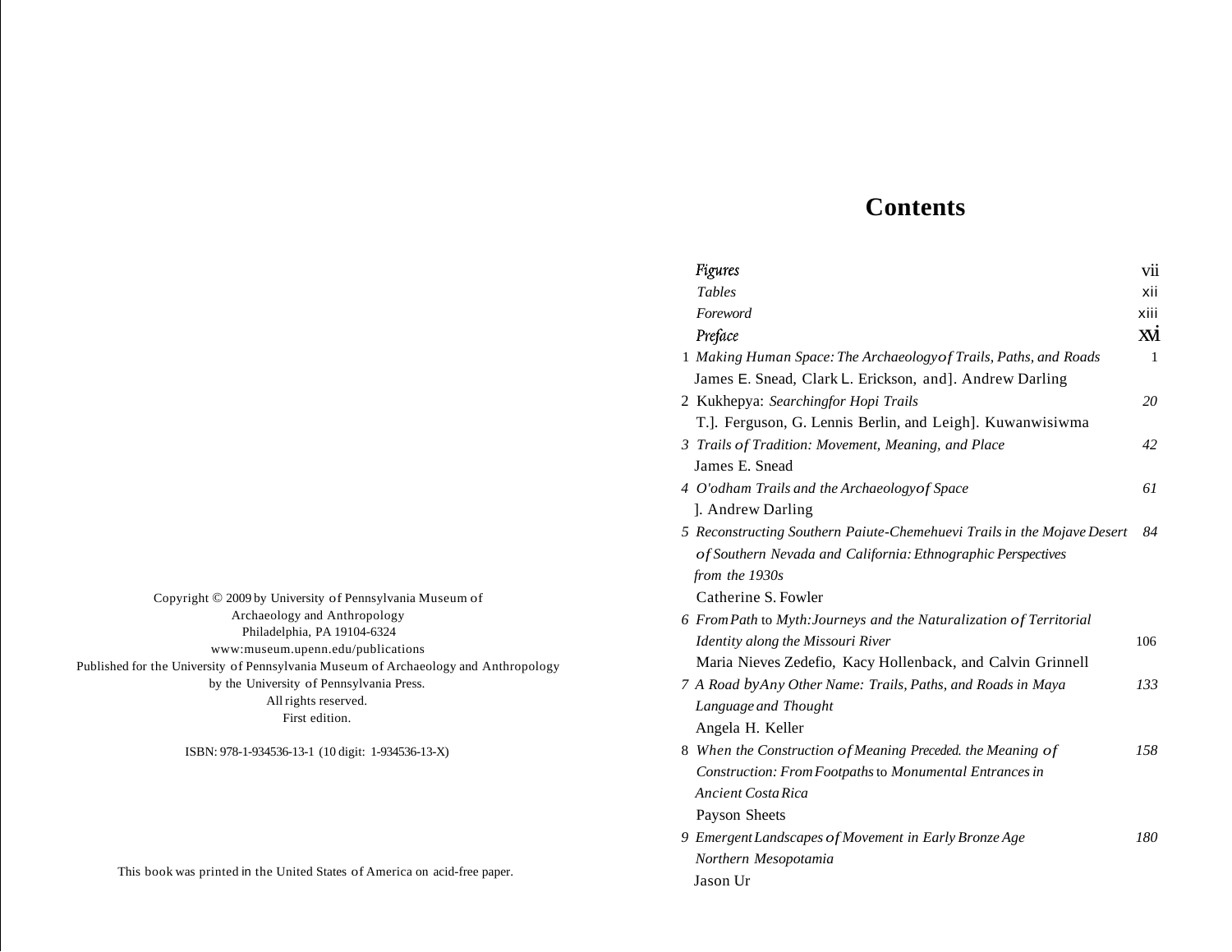Copyright © 2009 by University of Pennsylvania Museum of Archaeology and Anthropology
Philadelphia, PA 19104-6324
www:museum.upenn.edu/publications
Published for the University of Pennsylvania Museum of Archaeology and Anthropology by the University of Pennsylvania Press.
All rights reserved.
First edition.

ISBN: 978-1-934536-13-1 (10 digit: 1-934536-13-X)

This book was printed in the United States of America on acid-free paper.

# Contents

| | | |
|---|---|---|
| | *Figures* | vii |
| | *Tables* | xii |
| | *Foreword* | xiii |
| | *Preface* | xvi |
| 1 | *Making Human Space: The Archaeologyof Trails, Paths, and Roads*<br>James E. Snead, Clark L. Erickson, and]. Andrew Darling | 1 |
| 2 | Kukhepya: *Searchingfor Hopi Trails*<br>T.]. Ferguson, G. Lennis Berlin, and Leigh]. Kuwanwisiwma | 20 |
| 3 | *Trails of Tradition: Movement, Meaning, and Place*<br>James E. Snead | 42 |
| 4 | *O'odham Trails and the Archaeologyof Space*<br>]. Andrew Darling | 61 |
| 5 | *Reconstructing Southern Paiute-Chemehuevi Trails in the Mojave Desert of Southern Nevada and California: Ethnographic Perspectives from the 1930s*<br>Catherine S. Fowler | 84 |
| 6 | *FromPath* to *Myth:Journeys and the Naturalization of Territorial Identity along the Missouri River*<br>Maria Nieves Zedefio, Kacy Hollenback, and Calvin Grinnell | 106 |
| 7 | *A Road byAny Other Name: Trails, Paths, and Roads in Maya Language and Thought*<br>Angela H. Keller | 133 |
| 8 | *When the Construction of Meaning Preceded. the Meaning of Construction: From Footpaths* to *Monumental Entrances in Ancient Costa Rica*<br>Payson Sheets | 158 |
| 9 | *Emergent Landscapes of Movement in Early Bronze Age Northern Mesopotamia*<br>Jason Ur | 180 |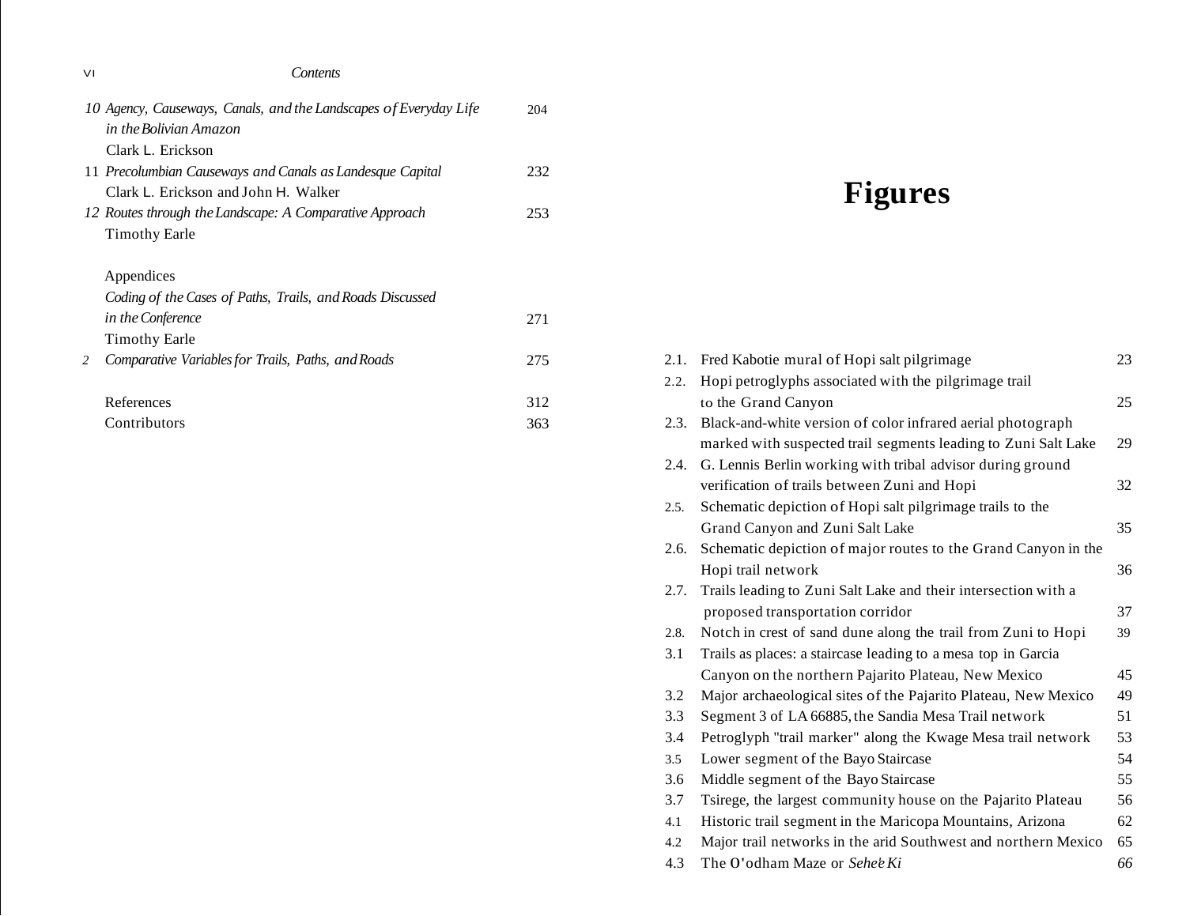10 *Agency, Causeways, Canals, and the Landscapes of Everyday Life in the Bolivian Amazon* 204
Clark L. Erickson

11 *Precolumbian Causeways and Canals as Landesque Capital* 232
Clark L. Erickson and John H. Walker

12 *Routes through the Landscape: A Comparative Approach* 253
Timothy Earle

Appendices

*Coding of the Cases of Paths, Trails, and Roads Discussed in the Conference* 271
Timothy Earle

2 *Comparative Variables for Trails, Paths, and Roads* 275

References 312

Contributors 363

# Figures

| | | |
|---|---|---|
| 2.1. | Fred Kabotie mural of Hopi salt pilgrimage | 23 |
| 2.2. | Hopi petroglyphs associated with the pilgrimage trail to the Grand Canyon | 25 |
| 2.3. | Black-and-white version of color infrared aerial photograph marked with suspected trail segments leading to Zuni Salt Lake | 29 |
| 2.4. | G. Lennis Berlin working with tribal advisor during ground verification of trails between Zuni and Hopi | 32 |
| 2.5. | Schematic depiction of Hopi salt pilgrimage trails to the Grand Canyon and Zuni Salt Lake | 35 |
| 2.6. | Schematic depiction of major routes to the Grand Canyon in the Hopi trail network | 36 |
| 2.7. | Trails leading to Zuni Salt Lake and their intersection with a proposed transportation corridor | 37 |
| 2.8. | Notch in crest of sand dune along the trail from Zuni to Hopi | 39 |
| 3.1 | Trails as places: a staircase leading to a mesa top in Garcia Canyon on the northern Pajarito Plateau, New Mexico | 45 |
| 3.2 | Major archaeological sites of the Pajarito Plateau, New Mexico | 49 |
| 3.3 | Segment 3 of LA 66885, the Sandia Mesa Trail network | 51 |
| 3.4 | Petroglyph "trail marker" along the Kwage Mesa trail network | 53 |
| 3.5 | Lower segment of the Bayo Staircase | 54 |
| 3.6 | Middle segment of the Bayo Staircase | 55 |
| 3.7 | Tsirege, the largest community house on the Pajarito Plateau | 56 |
| 4.1 | Historic trail segment in the Maricopa Mountains, Arizona | 62 |
| 4.2 | Major trail networks in the arid Southwest and northern Mexico | 65 |
| 4.3 | The O'odham Maze or *Seheẹ Ki* | 66 |